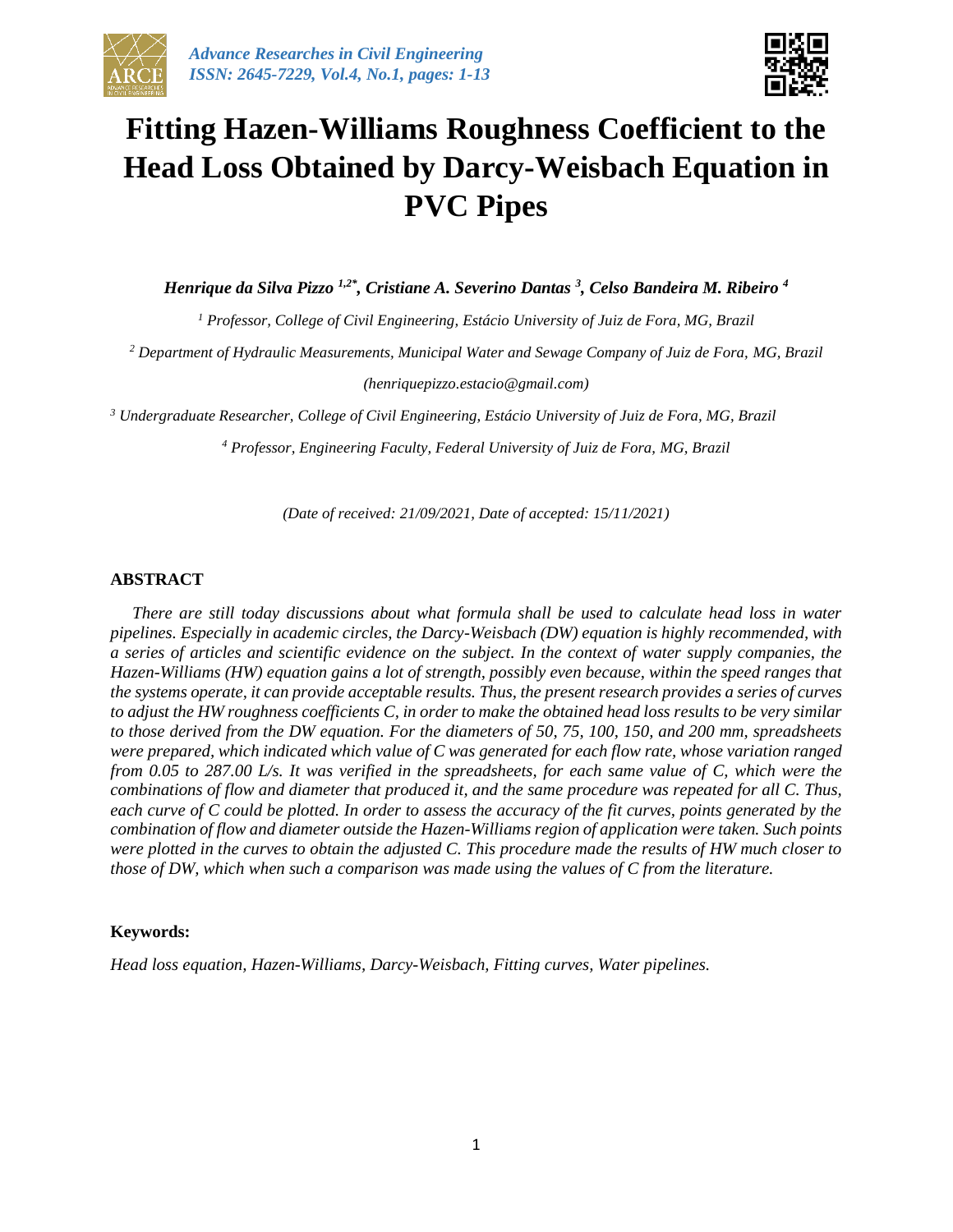# Fitting Hazen-Williams Roughness Coefficient to the Head Loss Obtained by Darcy-Weisbach Equation in PVC Pipes

***Henrique da Silva Pizzo* [1,2*], *Cristiane A. Severino Dantas* [3], *Celso Bandeira M. Ribeiro* [4]**

[1] *Professor, College of Civil Engineering, Estácio University of Juiz de Fora, MG, Brazil*

[2] *Department of Hydraulic Measurements, Municipal Water and Sewage Company of Juiz de Fora, MG, Brazil*

*(henriquepizzo.estacio@gmail.com)*

[3] *Undergraduate Researcher, College of Civil Engineering, Estácio University of Juiz de Fora, MG, Brazil*

[4] *Professor, Engineering Faculty, Federal University of Juiz de Fora, MG, Brazil*

*(Date of received: 21/09/2021, Date of accepted: 15/11/2021)*

## ABSTRACT

*There are still today discussions about what formula shall be used to calculate head loss in water pipelines. Especially in academic circles, the Darcy-Weisbach (DW) equation is highly recommended, with a series of articles and scientific evidence on the subject. In the context of water supply companies, the Hazen-Williams (HW) equation gains a lot of strength, possibly even because, within the speed ranges that the systems operate, it can provide acceptable results. Thus, the present research provides a series of curves to adjust the HW roughness coefficients C, in order to make the obtained head loss results to be very similar to those derived from the DW equation. For the diameters of 50, 75, 100, 150, and 200 mm, spreadsheets were prepared, which indicated which value of C was generated for each flow rate, whose variation ranged from 0.05 to 287.00 L/s. It was verified in the spreadsheets, for each same value of C, which were the combinations of flow and diameter that produced it, and the same procedure was repeated for all C. Thus, each curve of C could be plotted. In order to assess the accuracy of the fit curves, points generated by the combination of flow and diameter outside the Hazen-Williams region of application were taken. Such points were plotted in the curves to obtain the adjusted C. This procedure made the results of HW much closer to those of DW, which when such a comparison was made using the values of C from the literature.*

### Keywords:

*Head loss equation, Hazen-Williams, Darcy-Weisbach, Fitting curves, Water pipelines.*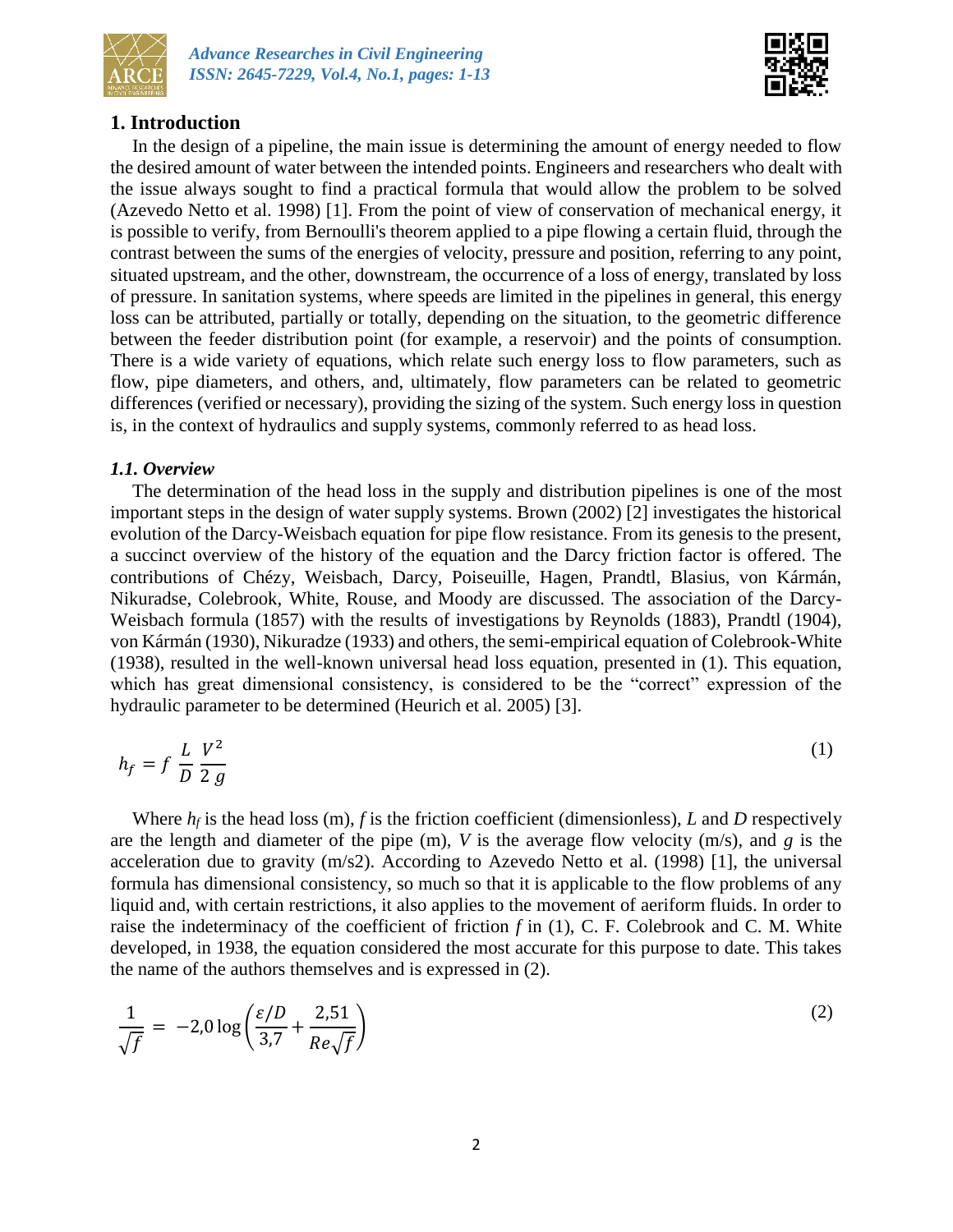## 1. Introduction

In the design of a pipeline, the main issue is determining the amount of energy needed to flow the desired amount of water between the intended points. Engineers and researchers who dealt with the issue always sought to find a practical formula that would allow the problem to be solved (Azevedo Netto et al. 1998) [1]. From the point of view of conservation of mechanical energy, it is possible to verify, from Bernoulli's theorem applied to a pipe flowing a certain fluid, through the contrast between the sums of the energies of velocity, pressure and position, referring to any point, situated upstream, and the other, downstream, the occurrence of a loss of energy, translated by loss of pressure. In sanitation systems, where speeds are limited in the pipelines in general, this energy loss can be attributed, partially or totally, depending on the situation, to the geometric difference between the feeder distribution point (for example, a reservoir) and the points of consumption. There is a wide variety of equations, which relate such energy loss to flow parameters, such as flow, pipe diameters, and others, and, ultimately, flow parameters can be related to geometric differences (verified or necessary), providing the sizing of the system. Such energy loss in question is, in the context of hydraulics and supply systems, commonly referred to as head loss.

### *1.1. Overview*

The determination of the head loss in the supply and distribution pipelines is one of the most important steps in the design of water supply systems. Brown (2002) [2] investigates the historical evolution of the Darcy-Weisbach equation for pipe flow resistance. From its genesis to the present, a succinct overview of the history of the equation and the Darcy friction factor is offered. The contributions of Chézy, Weisbach, Darcy, Poiseuille, Hagen, Prandtl, Blasius, von Kármán, Nikuradse, Colebrook, White, Rouse, and Moody are discussed. The association of the Darcy-Weisbach formula (1857) with the results of investigations by Reynolds (1883), Prandtl (1904), von Kármán (1930), Nikuradze (1933) and others, the semi-empirical equation of Colebrook-White (1938), resulted in the well-known universal head loss equation, presented in (1). This equation, which has great dimensional consistency, is considered to be the "correct" expression of the hydraulic parameter to be determined (Heurich et al. 2005) [3].

$$h_f = f \, \frac{L}{D} \, \frac{V^2}{2\,g} \tag{1}$$

Where $h_f$ is the head loss (m), $f$ is the friction coefficient (dimensionless), $L$ and $D$ respectively are the length and diameter of the pipe (m), $V$ is the average flow velocity (m/s), and $g$ is the acceleration due to gravity (m/s2). According to Azevedo Netto et al. (1998) [1], the universal formula has dimensional consistency, so much so that it is applicable to the flow problems of any liquid and, with certain restrictions, it also applies to the movement of aeriform fluids. In order to raise the indeterminacy of the coefficient of friction $f$ in (1), C. F. Colebrook and C. M. White developed, in 1938, the equation considered the most accurate for this purpose to date. This takes the name of the authors themselves and is expressed in (2).

$$\frac{1}{\sqrt{f}} = -2{,}0 \log\left(\frac{\varepsilon/D}{3{,}7} + \frac{2{,}51}{Re\sqrt{f}}\right) \tag{2}$$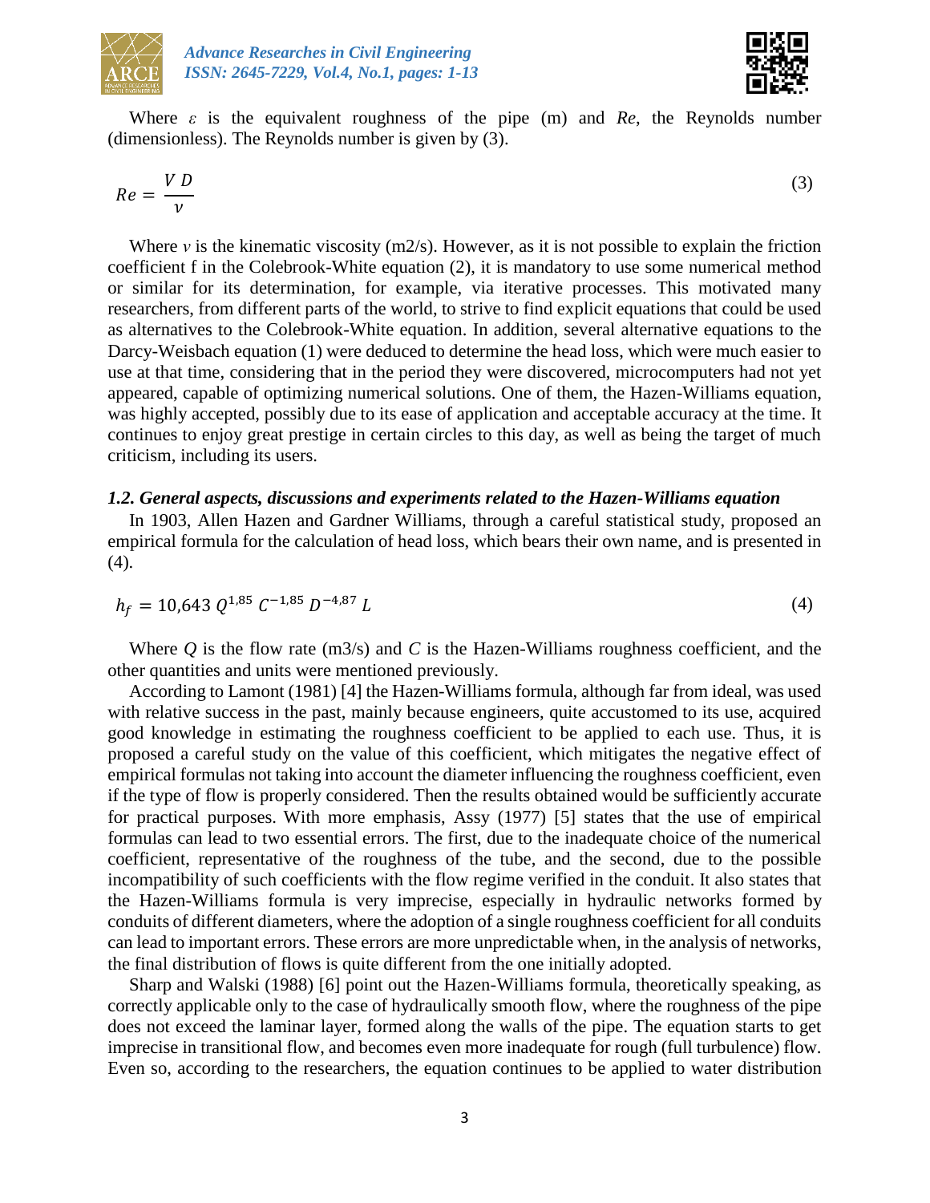Where $\varepsilon$ is the equivalent roughness of the pipe (m) and *Re*, the Reynolds number (dimensionless). The Reynolds number is given by (3).

$$Re = \frac{V\,D}{\nu} \tag{3}$$

Where $\nu$ is the kinematic viscosity (m2/s). However, as it is not possible to explain the friction coefficient f in the Colebrook-White equation (2), it is mandatory to use some numerical method or similar for its determination, for example, via iterative processes. This motivated many researchers, from different parts of the world, to strive to find explicit equations that could be used as alternatives to the Colebrook-White equation. In addition, several alternative equations to the Darcy-Weisbach equation (1) were deduced to determine the head loss, which were much easier to use at that time, considering that in the period they were discovered, microcomputers had not yet appeared, capable of optimizing numerical solutions. One of them, the Hazen-Williams equation, was highly accepted, possibly due to its ease of application and acceptable accuracy at the time. It continues to enjoy great prestige in certain circles to this day, as well as being the target of much criticism, including its users.

### *1.2. General aspects, discussions and experiments related to the Hazen-Williams equation*

In 1903, Allen Hazen and Gardner Williams, through a careful statistical study, proposed an empirical formula for the calculation of head loss, which bears their own name, and is presented in (4).

$$h_f = 10{,}643\; Q^{1{,}85}\; C^{-1{,}85}\; D^{-4{,}87}\; L \tag{4}$$

Where $Q$ is the flow rate (m3/s) and $C$ is the Hazen-Williams roughness coefficient, and the other quantities and units were mentioned previously.

According to Lamont (1981) [4] the Hazen-Williams formula, although far from ideal, was used with relative success in the past, mainly because engineers, quite accustomed to its use, acquired good knowledge in estimating the roughness coefficient to be applied to each use. Thus, it is proposed a careful study on the value of this coefficient, which mitigates the negative effect of empirical formulas not taking into account the diameter influencing the roughness coefficient, even if the type of flow is properly considered. Then the results obtained would be sufficiently accurate for practical purposes. With more emphasis, Assy (1977) [5] states that the use of empirical formulas can lead to two essential errors. The first, due to the inadequate choice of the numerical coefficient, representative of the roughness of the tube, and the second, due to the possible incompatibility of such coefficients with the flow regime verified in the conduit. It also states that the Hazen-Williams formula is very imprecise, especially in hydraulic networks formed by conduits of different diameters, where the adoption of a single roughness coefficient for all conduits can lead to important errors. These errors are more unpredictable when, in the analysis of networks, the final distribution of flows is quite different from the one initially adopted.

Sharp and Walski (1988) [6] point out the Hazen-Williams formula, theoretically speaking, as correctly applicable only to the case of hydraulically smooth flow, where the roughness of the pipe does not exceed the laminar layer, formed along the walls of the pipe. The equation starts to get imprecise in transitional flow, and becomes even more inadequate for rough (full turbulence) flow. Even so, according to the researchers, the equation continues to be applied to water distribution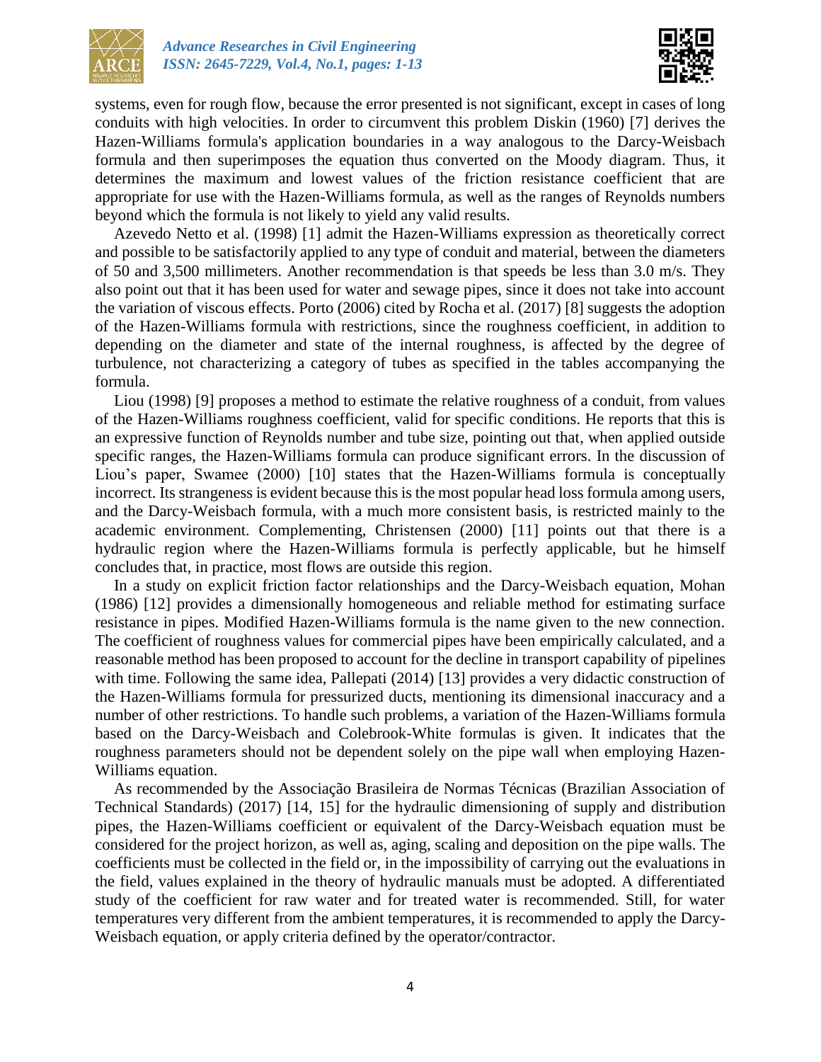systems, even for rough flow, because the error presented is not significant, except in cases of long conduits with high velocities. In order to circumvent this problem Diskin (1960) [7] derives the Hazen-Williams formula's application boundaries in a way analogous to the Darcy-Weisbach formula and then superimposes the equation thus converted on the Moody diagram. Thus, it determines the maximum and lowest values of the friction resistance coefficient that are appropriate for use with the Hazen-Williams formula, as well as the ranges of Reynolds numbers beyond which the formula is not likely to yield any valid results.

Azevedo Netto et al. (1998) [1] admit the Hazen-Williams expression as theoretically correct and possible to be satisfactorily applied to any type of conduit and material, between the diameters of 50 and 3,500 millimeters. Another recommendation is that speeds be less than 3.0 m/s. They also point out that it has been used for water and sewage pipes, since it does not take into account the variation of viscous effects. Porto (2006) cited by Rocha et al. (2017) [8] suggests the adoption of the Hazen-Williams formula with restrictions, since the roughness coefficient, in addition to depending on the diameter and state of the internal roughness, is affected by the degree of turbulence, not characterizing a category of tubes as specified in the tables accompanying the formula.

Liou (1998) [9] proposes a method to estimate the relative roughness of a conduit, from values of the Hazen-Williams roughness coefficient, valid for specific conditions. He reports that this is an expressive function of Reynolds number and tube size, pointing out that, when applied outside specific ranges, the Hazen-Williams formula can produce significant errors. In the discussion of Liou's paper, Swamee (2000) [10] states that the Hazen-Williams formula is conceptually incorrect. Its strangeness is evident because this is the most popular head loss formula among users, and the Darcy-Weisbach formula, with a much more consistent basis, is restricted mainly to the academic environment. Complementing, Christensen (2000) [11] points out that there is a hydraulic region where the Hazen-Williams formula is perfectly applicable, but he himself concludes that, in practice, most flows are outside this region.

In a study on explicit friction factor relationships and the Darcy-Weisbach equation, Mohan (1986) [12] provides a dimensionally homogeneous and reliable method for estimating surface resistance in pipes. Modified Hazen-Williams formula is the name given to the new connection. The coefficient of roughness values for commercial pipes have been empirically calculated, and a reasonable method has been proposed to account for the decline in transport capability of pipelines with time. Following the same idea, Pallepati (2014) [13] provides a very didactic construction of the Hazen-Williams formula for pressurized ducts, mentioning its dimensional inaccuracy and a number of other restrictions. To handle such problems, a variation of the Hazen-Williams formula based on the Darcy-Weisbach and Colebrook-White formulas is given. It indicates that the roughness parameters should not be dependent solely on the pipe wall when employing Hazen-Williams equation.

As recommended by the Associação Brasileira de Normas Técnicas (Brazilian Association of Technical Standards) (2017) [14, 15] for the hydraulic dimensioning of supply and distribution pipes, the Hazen-Williams coefficient or equivalent of the Darcy-Weisbach equation must be considered for the project horizon, as well as, aging, scaling and deposition on the pipe walls. The coefficients must be collected in the field or, in the impossibility of carrying out the evaluations in the field, values explained in the theory of hydraulic manuals must be adopted. A differentiated study of the coefficient for raw water and for treated water is recommended. Still, for water temperatures very different from the ambient temperatures, it is recommended to apply the Darcy-Weisbach equation, or apply criteria defined by the operator/contractor.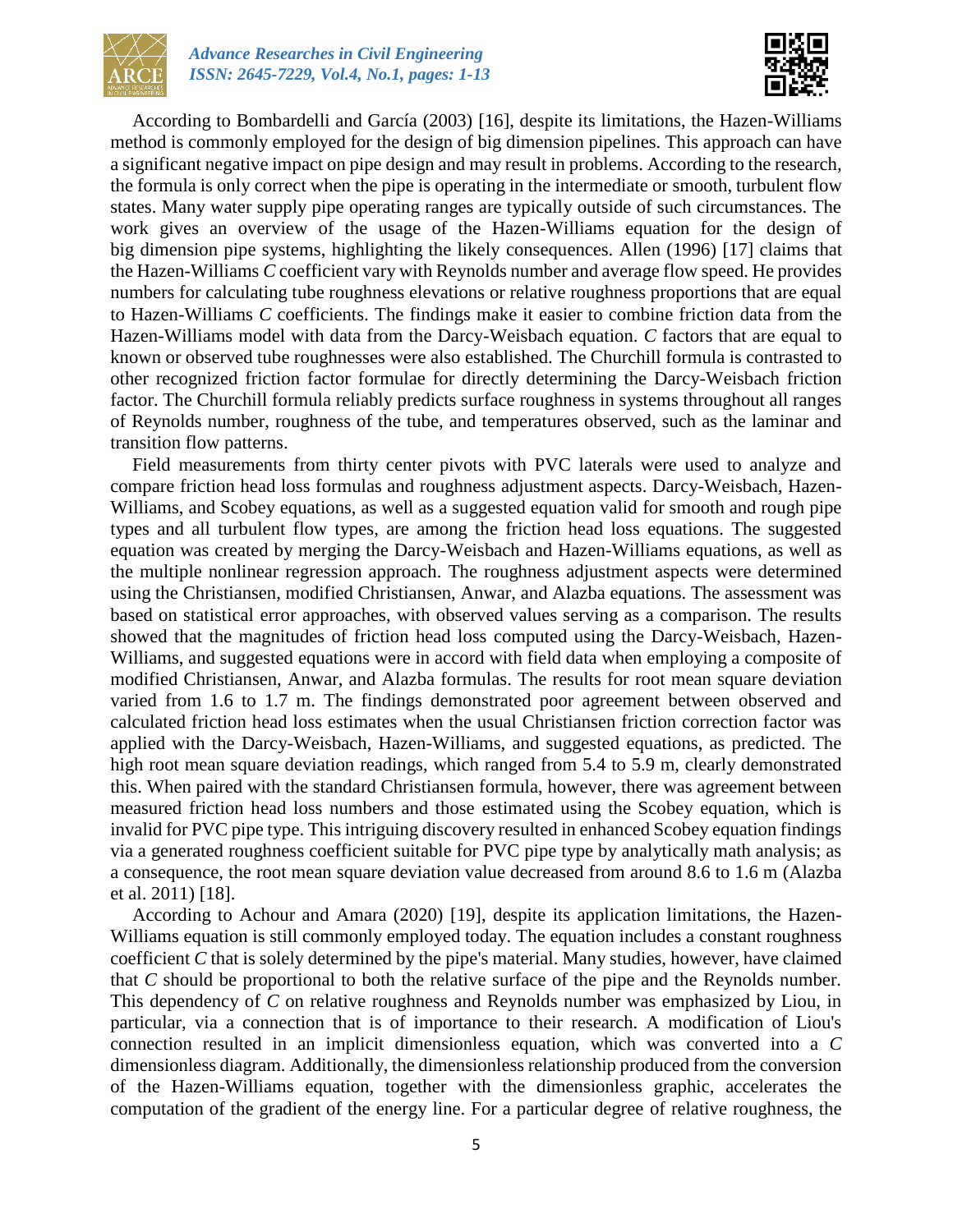According to Bombardelli and García (2003) [16], despite its limitations, the Hazen-Williams method is commonly employed for the design of big dimension pipelines. This approach can have a significant negative impact on pipe design and may result in problems. According to the research, the formula is only correct when the pipe is operating in the intermediate or smooth, turbulent flow states. Many water supply pipe operating ranges are typically outside of such circumstances. The work gives an overview of the usage of the Hazen-Williams equation for the design of big dimension pipe systems, highlighting the likely consequences. Allen (1996) [17] claims that the Hazen-Williams *C* coefficient vary with Reynolds number and average flow speed. He provides numbers for calculating tube roughness elevations or relative roughness proportions that are equal to Hazen-Williams *C* coefficients. The findings make it easier to combine friction data from the Hazen-Williams model with data from the Darcy-Weisbach equation. *C* factors that are equal to known or observed tube roughnesses were also established. The Churchill formula is contrasted to other recognized friction factor formulae for directly determining the Darcy-Weisbach friction factor. The Churchill formula reliably predicts surface roughness in systems throughout all ranges of Reynolds number, roughness of the tube, and temperatures observed, such as the laminar and transition flow patterns.

Field measurements from thirty center pivots with PVC laterals were used to analyze and compare friction head loss formulas and roughness adjustment aspects. Darcy-Weisbach, Hazen-Williams, and Scobey equations, as well as a suggested equation valid for smooth and rough pipe types and all turbulent flow types, are among the friction head loss equations. The suggested equation was created by merging the Darcy-Weisbach and Hazen-Williams equations, as well as the multiple nonlinear regression approach. The roughness adjustment aspects were determined using the Christiansen, modified Christiansen, Anwar, and Alazba equations. The assessment was based on statistical error approaches, with observed values serving as a comparison. The results showed that the magnitudes of friction head loss computed using the Darcy-Weisbach, Hazen-Williams, and suggested equations were in accord with field data when employing a composite of modified Christiansen, Anwar, and Alazba formulas. The results for root mean square deviation varied from 1.6 to 1.7 m. The findings demonstrated poor agreement between observed and calculated friction head loss estimates when the usual Christiansen friction correction factor was applied with the Darcy-Weisbach, Hazen-Williams, and suggested equations, as predicted. The high root mean square deviation readings, which ranged from 5.4 to 5.9 m, clearly demonstrated this. When paired with the standard Christiansen formula, however, there was agreement between measured friction head loss numbers and those estimated using the Scobey equation, which is invalid for PVC pipe type. This intriguing discovery resulted in enhanced Scobey equation findings via a generated roughness coefficient suitable for PVC pipe type by analytically math analysis; as a consequence, the root mean square deviation value decreased from around 8.6 to 1.6 m (Alazba et al. 2011) [18].

According to Achour and Amara (2020) [19], despite its application limitations, the Hazen-Williams equation is still commonly employed today. The equation includes a constant roughness coefficient *C* that is solely determined by the pipe's material. Many studies, however, have claimed that *C* should be proportional to both the relative surface of the pipe and the Reynolds number. This dependency of *C* on relative roughness and Reynolds number was emphasized by Liou, in particular, via a connection that is of importance to their research. A modification of Liou's connection resulted in an implicit dimensionless equation, which was converted into a *C* dimensionless diagram. Additionally, the dimensionless relationship produced from the conversion of the Hazen-Williams equation, together with the dimensionless graphic, accelerates the computation of the gradient of the energy line. For a particular degree of relative roughness, the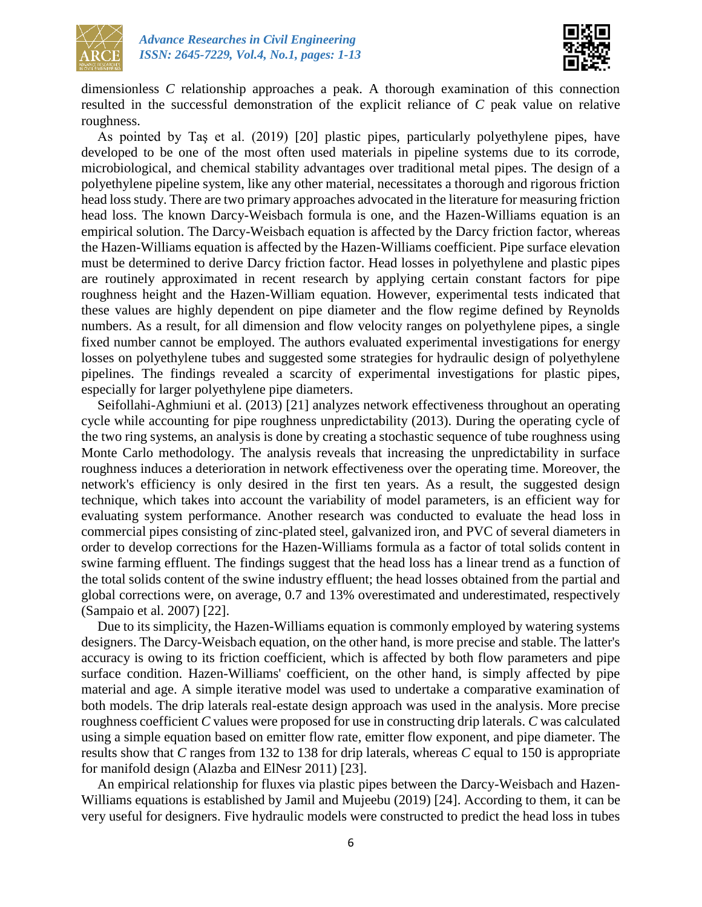dimensionless *C* relationship approaches a peak. A thorough examination of this connection resulted in the successful demonstration of the explicit reliance of *C* peak value on relative roughness.

As pointed by Taş et al. (2019) [20] plastic pipes, particularly polyethylene pipes, have developed to be one of the most often used materials in pipeline systems due to its corrode, microbiological, and chemical stability advantages over traditional metal pipes. The design of a polyethylene pipeline system, like any other material, necessitates a thorough and rigorous friction head loss study. There are two primary approaches advocated in the literature for measuring friction head loss. The known Darcy-Weisbach formula is one, and the Hazen-Williams equation is an empirical solution. The Darcy-Weisbach equation is affected by the Darcy friction factor, whereas the Hazen-Williams equation is affected by the Hazen-Williams coefficient. Pipe surface elevation must be determined to derive Darcy friction factor. Head losses in polyethylene and plastic pipes are routinely approximated in recent research by applying certain constant factors for pipe roughness height and the Hazen-William equation. However, experimental tests indicated that these values are highly dependent on pipe diameter and the flow regime defined by Reynolds numbers. As a result, for all dimension and flow velocity ranges on polyethylene pipes, a single fixed number cannot be employed. The authors evaluated experimental investigations for energy losses on polyethylene tubes and suggested some strategies for hydraulic design of polyethylene pipelines. The findings revealed a scarcity of experimental investigations for plastic pipes, especially for larger polyethylene pipe diameters.

Seifollahi-Aghmiuni et al. (2013) [21] analyzes network effectiveness throughout an operating cycle while accounting for pipe roughness unpredictability (2013). During the operating cycle of the two ring systems, an analysis is done by creating a stochastic sequence of tube roughness using Monte Carlo methodology. The analysis reveals that increasing the unpredictability in surface roughness induces a deterioration in network effectiveness over the operating time. Moreover, the network's efficiency is only desired in the first ten years. As a result, the suggested design technique, which takes into account the variability of model parameters, is an efficient way for evaluating system performance. Another research was conducted to evaluate the head loss in commercial pipes consisting of zinc-plated steel, galvanized iron, and PVC of several diameters in order to develop corrections for the Hazen-Williams formula as a factor of total solids content in swine farming effluent. The findings suggest that the head loss has a linear trend as a function of the total solids content of the swine industry effluent; the head losses obtained from the partial and global corrections were, on average, 0.7 and 13% overestimated and underestimated, respectively (Sampaio et al. 2007) [22].

Due to its simplicity, the Hazen-Williams equation is commonly employed by watering systems designers. The Darcy-Weisbach equation, on the other hand, is more precise and stable. The latter's accuracy is owing to its friction coefficient, which is affected by both flow parameters and pipe surface condition. Hazen-Williams' coefficient, on the other hand, is simply affected by pipe material and age. A simple iterative model was used to undertake a comparative examination of both models. The drip laterals real-estate design approach was used in the analysis. More precise roughness coefficient *C* values were proposed for use in constructing drip laterals. *C* was calculated using a simple equation based on emitter flow rate, emitter flow exponent, and pipe diameter. The results show that *C* ranges from 132 to 138 for drip laterals, whereas *C* equal to 150 is appropriate for manifold design (Alazba and ElNesr 2011) [23].

An empirical relationship for fluxes via plastic pipes between the Darcy-Weisbach and Hazen-Williams equations is established by Jamil and Mujeebu (2019) [24]. According to them, it can be very useful for designers. Five hydraulic models were constructed to predict the head loss in tubes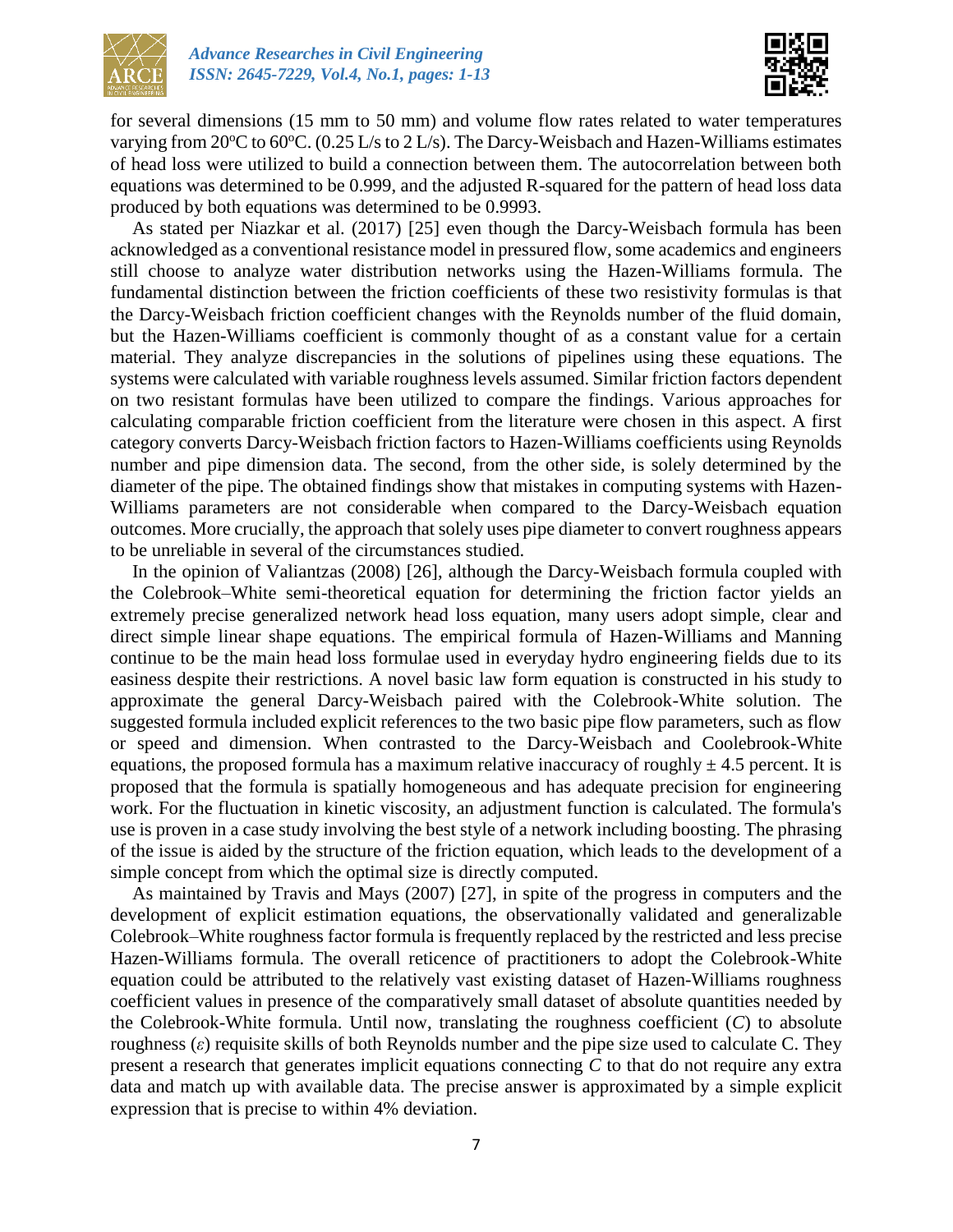for several dimensions (15 mm to 50 mm) and volume flow rates related to water temperatures varying from 20°C to 60°C. (0.25 L/s to 2 L/s). The Darcy-Weisbach and Hazen-Williams estimates of head loss were utilized to build a connection between them. The autocorrelation between both equations was determined to be 0.999, and the adjusted R-squared for the pattern of head loss data produced by both equations was determined to be 0.9993.

As stated per Niazkar et al. (2017) [25] even though the Darcy-Weisbach formula has been acknowledged as a conventional resistance model in pressured flow, some academics and engineers still choose to analyze water distribution networks using the Hazen-Williams formula. The fundamental distinction between the friction coefficients of these two resistivity formulas is that the Darcy-Weisbach friction coefficient changes with the Reynolds number of the fluid domain, but the Hazen-Williams coefficient is commonly thought of as a constant value for a certain material. They analyze discrepancies in the solutions of pipelines using these equations. The systems were calculated with variable roughness levels assumed. Similar friction factors dependent on two resistant formulas have been utilized to compare the findings. Various approaches for calculating comparable friction coefficient from the literature were chosen in this aspect. A first category converts Darcy-Weisbach friction factors to Hazen-Williams coefficients using Reynolds number and pipe dimension data. The second, from the other side, is solely determined by the diameter of the pipe. The obtained findings show that mistakes in computing systems with Hazen-Williams parameters are not considerable when compared to the Darcy-Weisbach equation outcomes. More crucially, the approach that solely uses pipe diameter to convert roughness appears to be unreliable in several of the circumstances studied.

In the opinion of Valiantzas (2008) [26], although the Darcy-Weisbach formula coupled with the Colebrook–White semi-theoretical equation for determining the friction factor yields an extremely precise generalized network head loss equation, many users adopt simple, clear and direct simple linear shape equations. The empirical formula of Hazen-Williams and Manning continue to be the main head loss formulae used in everyday hydro engineering fields due to its easiness despite their restrictions. A novel basic law form equation is constructed in his study to approximate the general Darcy-Weisbach paired with the Colebrook-White solution. The suggested formula included explicit references to the two basic pipe flow parameters, such as flow or speed and dimension. When contrasted to the Darcy-Weisbach and Coolebrook-White equations, the proposed formula has a maximum relative inaccuracy of roughly ± 4.5 percent. It is proposed that the formula is spatially homogeneous and has adequate precision for engineering work. For the fluctuation in kinetic viscosity, an adjustment function is calculated. The formula's use is proven in a case study involving the best style of a network including boosting. The phrasing of the issue is aided by the structure of the friction equation, which leads to the development of a simple concept from which the optimal size is directly computed.

As maintained by Travis and Mays (2007) [27], in spite of the progress in computers and the development of explicit estimation equations, the observationally validated and generalizable Colebrook–White roughness factor formula is frequently replaced by the restricted and less precise Hazen-Williams formula. The overall reticence of practitioners to adopt the Colebrook-White equation could be attributed to the relatively vast existing dataset of Hazen-Williams roughness coefficient values in presence of the comparatively small dataset of absolute quantities needed by the Colebrook-White formula. Until now, translating the roughness coefficient ($C$) to absolute roughness ($\varepsilon$) requisite skills of both Reynolds number and the pipe size used to calculate C. They present a research that generates implicit equations connecting $C$ to that do not require any extra data and match up with available data. The precise answer is approximated by a simple explicit expression that is precise to within 4% deviation.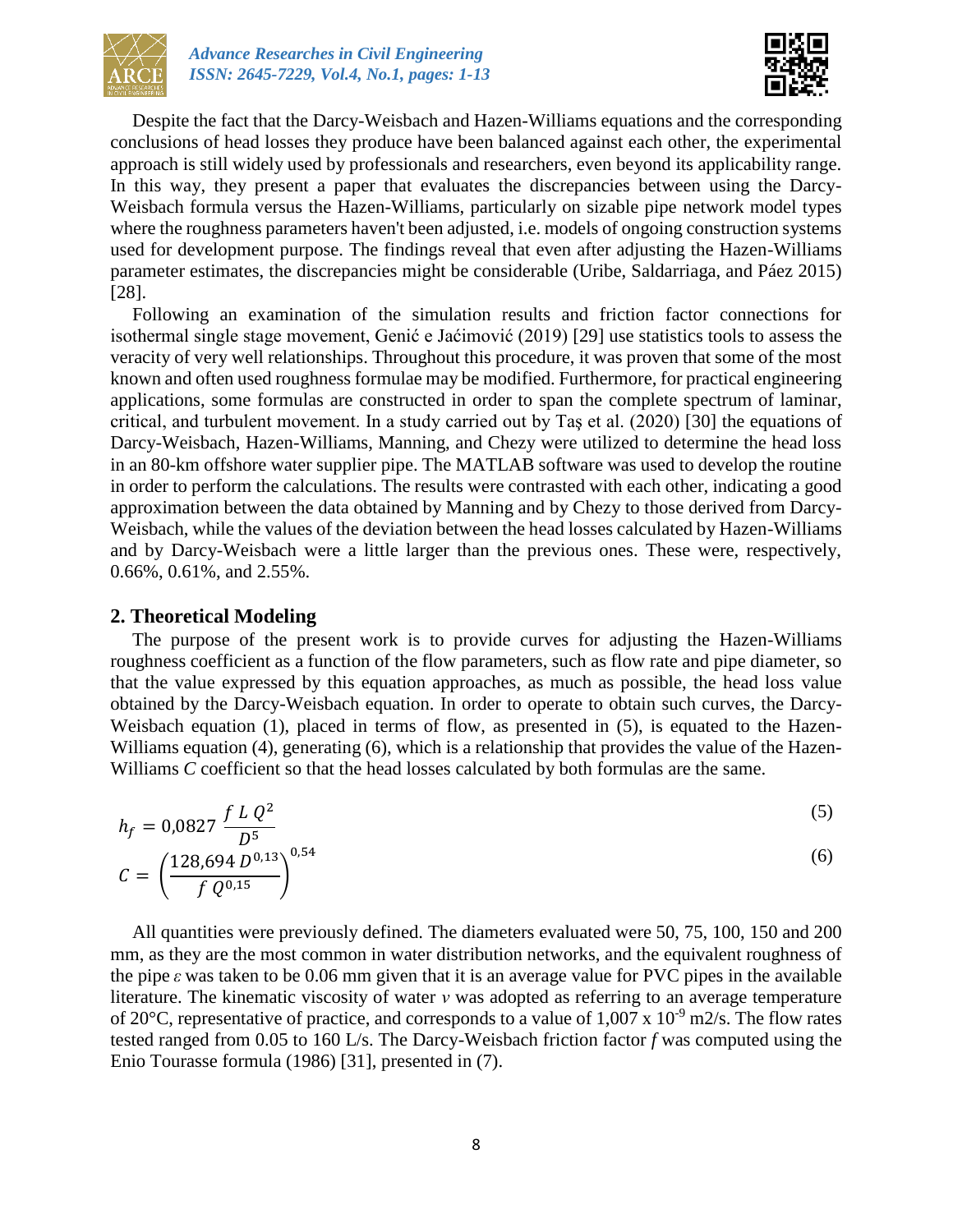Despite the fact that the Darcy-Weisbach and Hazen-Williams equations and the corresponding conclusions of head losses they produce have been balanced against each other, the experimental approach is still widely used by professionals and researchers, even beyond its applicability range. In this way, they present a paper that evaluates the discrepancies between using the Darcy-Weisbach formula versus the Hazen-Williams, particularly on sizable pipe network model types where the roughness parameters haven't been adjusted, i.e. models of ongoing construction systems used for development purpose. The findings reveal that even after adjusting the Hazen-Williams parameter estimates, the discrepancies might be considerable (Uribe, Saldarriaga, and Páez 2015) [28].

Following an examination of the simulation results and friction factor connections for isothermal single stage movement, Genić e Jaćimović (2019) [29] use statistics tools to assess the veracity of very well relationships. Throughout this procedure, it was proven that some of the most known and often used roughness formulae may be modified. Furthermore, for practical engineering applications, some formulas are constructed in order to span the complete spectrum of laminar, critical, and turbulent movement. In a study carried out by Taş et al. (2020) [30] the equations of Darcy-Weisbach, Hazen-Williams, Manning, and Chezy were utilized to determine the head loss in an 80-km offshore water supplier pipe. The MATLAB software was used to develop the routine in order to perform the calculations. The results were contrasted with each other, indicating a good approximation between the data obtained by Manning and by Chezy to those derived from Darcy-Weisbach, while the values of the deviation between the head losses calculated by Hazen-Williams and by Darcy-Weisbach were a little larger than the previous ones. These were, respectively, 0.66%, 0.61%, and 2.55%.

## 2. Theoretical Modeling

The purpose of the present work is to provide curves for adjusting the Hazen-Williams roughness coefficient as a function of the flow parameters, such as flow rate and pipe diameter, so that the value expressed by this equation approaches, as much as possible, the head loss value obtained by the Darcy-Weisbach equation. In order to operate to obtain such curves, the Darcy-Weisbach equation (1), placed in terms of flow, as presented in (5), is equated to the Hazen-Williams equation (4), generating (6), which is a relationship that provides the value of the Hazen-Williams *C* coefficient so that the head losses calculated by both formulas are the same.

$$h_f = 0{,}0827\,\frac{f\,L\,Q^2}{D^5} \tag{5}$$

$$C = \left(\frac{128{,}694\,D^{0{,}13}}{f\,Q^{0{,}15}}\right)^{0{,}54} \tag{6}$$

All quantities were previously defined. The diameters evaluated were 50, 75, 100, 150 and 200 mm, as they are the most common in water distribution networks, and the equivalent roughness of the pipe $\varepsilon$ was taken to be 0.06 mm given that it is an average value for PVC pipes in the available literature. The kinematic viscosity of water $\nu$ was adopted as referring to an average temperature of 20°C, representative of practice, and corresponds to a value of $1{,}007 \times 10^{-9}$ m2/s. The flow rates tested ranged from 0.05 to 160 L/s. The Darcy-Weisbach friction factor *f* was computed using the Enio Tourasse formula (1986) [31], presented in (7).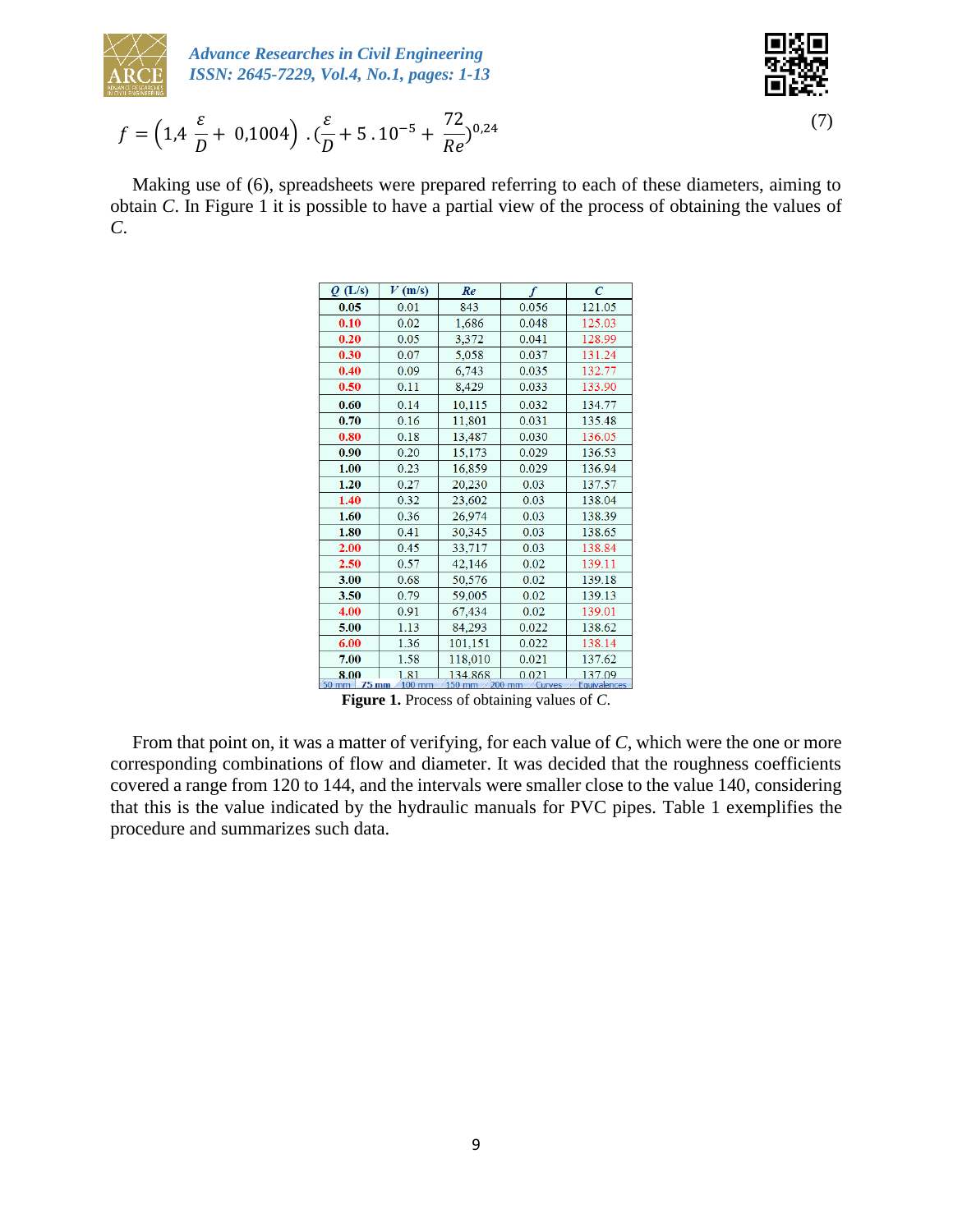$$f = \left(1{,}4\ \frac{\varepsilon}{D} + 0{,}1004\right) . \left(\frac{\varepsilon}{D} + 5 \,.\, 10^{-5} + \frac{72}{Re}\right)^{0{,}24} \tag{7}$$

Making use of (6), spreadsheets were prepared referring to each of these diameters, aiming to obtain *C*. In Figure 1 it is possible to have a partial view of the process of obtaining the values of *C*.

| *Q* (L/s) | *V* (m/s) | *Re* | *f* | *C* |
|---|---|---|---|---|
| **0.05** | 0.01 | 843 | 0.056 | 121.05 |
| **0.10** | 0.02 | 1,686 | 0.048 | 125.03 |
| **0.20** | 0.05 | 3,372 | 0.041 | 128.99 |
| **0.30** | 0.07 | 5,058 | 0.037 | 131.24 |
| **0.40** | 0.09 | 6,743 | 0.035 | 132.77 |
| **0.50** | 0.11 | 8,429 | 0.033 | 133.90 |
| **0.60** | 0.14 | 10,115 | 0.032 | 134.77 |
| **0.70** | 0.16 | 11,801 | 0.031 | 135.48 |
| **0.80** | 0.18 | 13,487 | 0.030 | 136.05 |
| **0.90** | 0.20 | 15,173 | 0.029 | 136.53 |
| **1.00** | 0.23 | 16,859 | 0.029 | 136.94 |
| **1.20** | 0.27 | 20,230 | 0.03 | 137.57 |
| **1.40** | 0.32 | 23,602 | 0.03 | 138.04 |
| **1.60** | 0.36 | 26,974 | 0.03 | 138.39 |
| **1.80** | 0.41 | 30,345 | 0.03 | 138.65 |
| **2.00** | 0.45 | 33,717 | 0.03 | 138.84 |
| **2.50** | 0.57 | 42,146 | 0.02 | 139.11 |
| **3.00** | 0.68 | 50,576 | 0.02 | 139.18 |
| **3.50** | 0.79 | 59,005 | 0.02 | 139.13 |
| **4.00** | 0.91 | 67,434 | 0.02 | 139.01 |
| **5.00** | 1.13 | 84,293 | 0.022 | 138.62 |
| **6.00** | 1.36 | 101,151 | 0.022 | 138.14 |
| **7.00** | 1.58 | 118,010 | 0.021 | 137.62 |
| **8.00** | 1.81 | 134,868 | 0.021 | 137.09 |

50 mm | 75 mm | 100 mm | 150 mm | 200 mm | Curves | Equivalences

**Figure 1.** Process of obtaining values of *C*.

From that point on, it was a matter of verifying, for each value of *C*, which were the one or more corresponding combinations of flow and diameter. It was decided that the roughness coefficients covered a range from 120 to 144, and the intervals were smaller close to the value 140, considering that this is the value indicated by the hydraulic manuals for PVC pipes. Table 1 exemplifies the procedure and summarizes such data.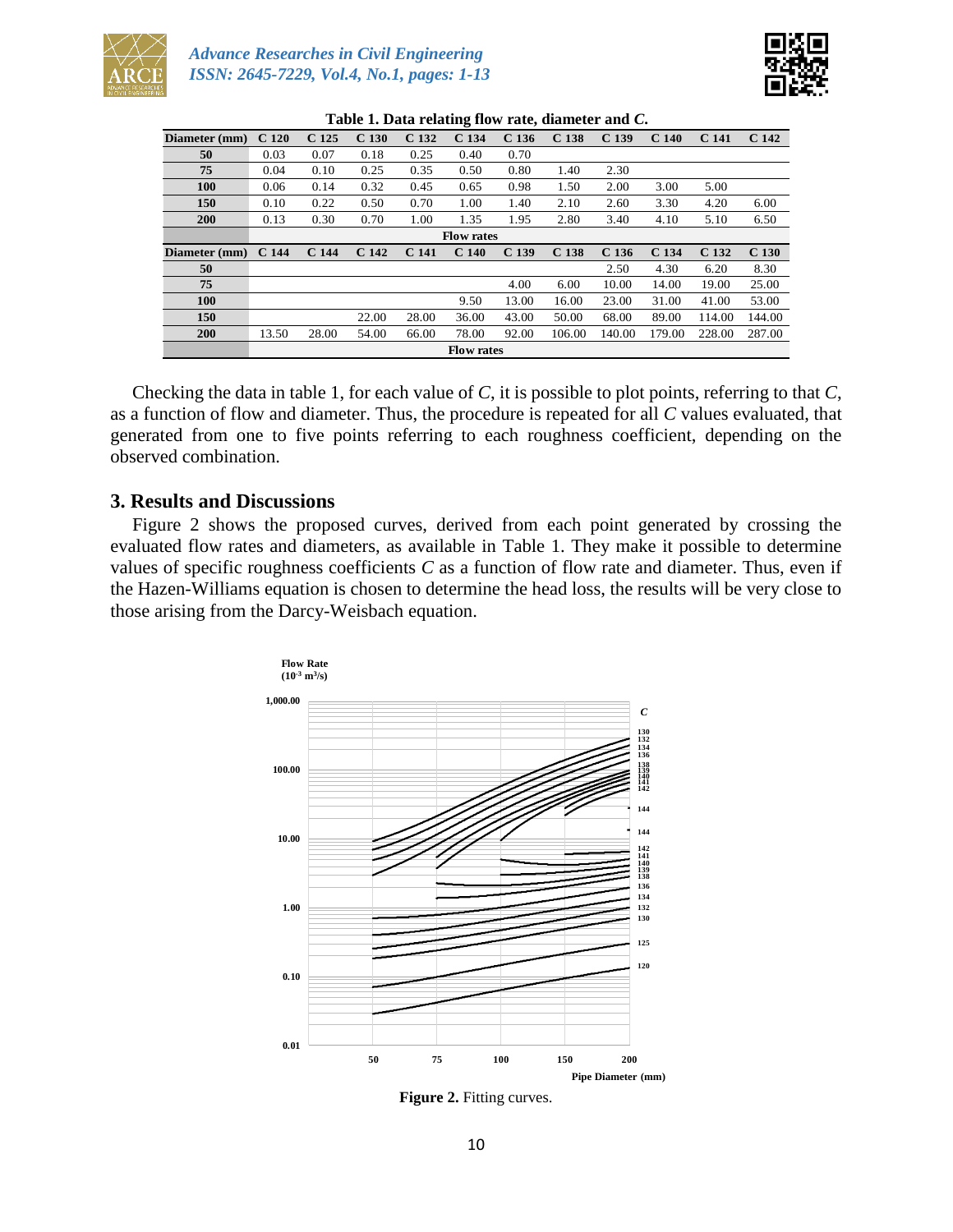**Table 1. Data relating flow rate, diameter and *C*.**

| Diameter (mm) | C 120 | C 125 | C 130 | C 132 | C 134 | C 136 | C 138 | C 139 | C 140 | C 141 | C 142 |
|---|---|---|---|---|---|---|---|---|---|---|---|
| **50** | 0.03 | 0.07 | 0.18 | 0.25 | 0.40 | 0.70 | | | | | |
| **75** | 0.04 | 0.10 | 0.25 | 0.35 | 0.50 | 0.80 | 1.40 | 2.30 | | | |
| **100** | 0.06 | 0.14 | 0.32 | 0.45 | 0.65 | 0.98 | 1.50 | 2.00 | 3.00 | 5.00 | |
| **150** | 0.10 | 0.22 | 0.50 | 0.70 | 1.00 | 1.40 | 2.10 | 2.60 | 3.30 | 4.20 | 6.00 |
| **200** | 0.13 | 0.30 | 0.70 | 1.00 | 1.35 | 1.95 | 2.80 | 3.40 | 4.10 | 5.10 | 6.50 |
| | **Flow rates** | | | | | | | | | | |
| **Diameter (mm)** | **C 144** | **C 144** | **C 142** | **C 141** | **C 140** | **C 139** | **C 138** | **C 136** | **C 134** | **C 132** | **C 130** |
| **50** | | | | | | | | 2.50 | 4.30 | 6.20 | 8.30 |
| **75** | | | | | | 4.00 | 6.00 | 10.00 | 14.00 | 19.00 | 25.00 |
| **100** | | | | | 9.50 | 13.00 | 16.00 | 23.00 | 31.00 | 41.00 | 53.00 |
| **150** | | | 22.00 | 28.00 | 36.00 | 43.00 | 50.00 | 68.00 | 89.00 | 114.00 | 144.00 |
| **200** | 13.50 | 28.00 | 54.00 | 66.00 | 78.00 | 92.00 | 106.00 | 140.00 | 179.00 | 228.00 | 287.00 |
| | **Flow rates** | | | | | | | | | | |

Checking the data in table 1, for each value of *C*, it is possible to plot points, referring to that *C*, as a function of flow and diameter. Thus, the procedure is repeated for all *C* values evaluated, that generated from one to five points referring to each roughness coefficient, depending on the observed combination.

## 3. Results and Discussions

Figure 2 shows the proposed curves, derived from each point generated by crossing the evaluated flow rates and diameters, as available in Table 1. They make it possible to determine values of specific roughness coefficients *C* as a function of flow rate and diameter. Thus, even if the Hazen-Williams equation is chosen to determine the head loss, the results will be very close to those arising from the Darcy-Weisbach equation.

**Figure 2.** Fitting curves.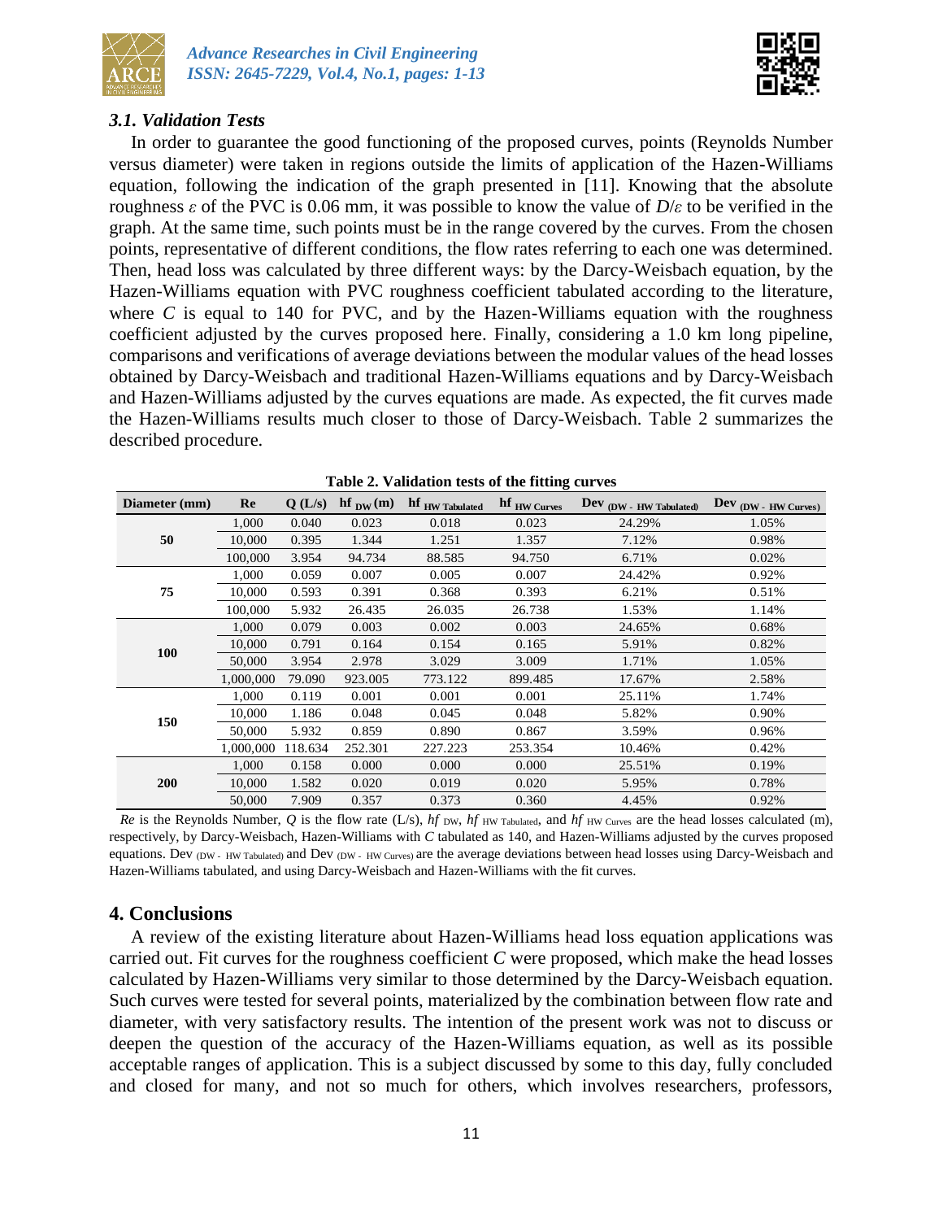### 3.1. Validation Tests

In order to guarantee the good functioning of the proposed curves, points (Reynolds Number versus diameter) were taken in regions outside the limits of application of the Hazen-Williams equation, following the indication of the graph presented in [11]. Knowing that the absolute roughness $\varepsilon$ of the PVC is 0.06 mm, it was possible to know the value of $D/\varepsilon$ to be verified in the graph. At the same time, such points must be in the range covered by the curves. From the chosen points, representative of different conditions, the flow rates referring to each one was determined. Then, head loss was calculated by three different ways: by the Darcy-Weisbach equation, by the Hazen-Williams equation with PVC roughness coefficient tabulated according to the literature, where $C$ is equal to 140 for PVC, and by the Hazen-Williams equation with the roughness coefficient adjusted by the curves proposed here. Finally, considering a 1.0 km long pipeline, comparisons and verifications of average deviations between the modular values of the head losses obtained by Darcy-Weisbach and traditional Hazen-Williams equations and by Darcy-Weisbach and Hazen-Williams adjusted by the curves equations are made. As expected, the fit curves made the Hazen-Williams results much closer to those of Darcy-Weisbach. Table 2 summarizes the described procedure.

**Table 2. Validation tests of the fitting curves**

| Diameter (mm) | Re | Q (L/s) | $hf_{DW}$ (m) | $hf_{HW\ Tabulated}$ | $hf_{HW\ Curves}$ | $Dev_{(DW\ -\ HW\ Tabulated)}$ | $Dev_{(DW\ -\ HW\ Curves)}$ |
|---|---|---|---|---|---|---|---|
| 50 | 1,000 | 0.040 | 0.023 | 0.018 | 0.023 | 24.29% | 1.05% |
| | 10,000 | 0.395 | 1.344 | 1.251 | 1.357 | 7.12% | 0.98% |
| | 100,000 | 3.954 | 94.734 | 88.585 | 94.750 | 6.71% | 0.02% |
| 75 | 1,000 | 0.059 | 0.007 | 0.005 | 0.007 | 24.42% | 0.92% |
| | 10,000 | 0.593 | 0.391 | 0.368 | 0.393 | 6.21% | 0.51% |
| | 100,000 | 5.932 | 26.435 | 26.035 | 26.738 | 1.53% | 1.14% |
| 100 | 1,000 | 0.079 | 0.003 | 0.002 | 0.003 | 24.65% | 0.68% |
| | 10,000 | 0.791 | 0.164 | 0.154 | 0.165 | 5.91% | 0.82% |
| | 50,000 | 3.954 | 2.978 | 3.029 | 3.009 | 1.71% | 1.05% |
| | 1,000,000 | 79.090 | 923.005 | 773.122 | 899.485 | 17.67% | 2.58% |
| 150 | 1,000 | 0.119 | 0.001 | 0.001 | 0.001 | 25.11% | 1.74% |
| | 10,000 | 1.186 | 0.048 | 0.045 | 0.048 | 5.82% | 0.90% |
| | 50,000 | 5.932 | 0.859 | 0.890 | 0.867 | 3.59% | 0.96% |
| | 1,000,000 | 118.634 | 252.301 | 227.223 | 253.354 | 10.46% | 0.42% |
| 200 | 1,000 | 0.158 | 0.000 | 0.000 | 0.000 | 25.51% | 0.19% |
| | 10,000 | 1.582 | 0.020 | 0.019 | 0.020 | 5.95% | 0.78% |
| | 50,000 | 7.909 | 0.357 | 0.373 | 0.360 | 4.45% | 0.92% |

*Re* is the Reynolds Number, *Q* is the flow rate (L/s), $hf_{DW}$, $hf_{HW\ Tabulated}$, and $hf_{HW\ Curves}$ are the head losses calculated (m), respectively, by Darcy-Weisbach, Hazen-Williams with *C* tabulated as 140, and Hazen-Williams adjusted by the curves proposed equations. $Dev_{(DW\ -\ HW\ Tabulated)}$ and $Dev_{(DW\ -\ HW\ Curves)}$ are the average deviations between head losses using Darcy-Weisbach and Hazen-Williams tabulated, and using Darcy-Weisbach and Hazen-Williams with the fit curves.

## 4. Conclusions

A review of the existing literature about Hazen-Williams head loss equation applications was carried out. Fit curves for the roughness coefficient *C* were proposed, which make the head losses calculated by Hazen-Williams very similar to those determined by the Darcy-Weisbach equation. Such curves were tested for several points, materialized by the combination between flow rate and diameter, with very satisfactory results. The intention of the present work was not to discuss or deepen the question of the accuracy of the Hazen-Williams equation, as well as its possible acceptable ranges of application. This is a subject discussed by some to this day, fully concluded and closed for many, and not so much for others, which involves researchers, professors,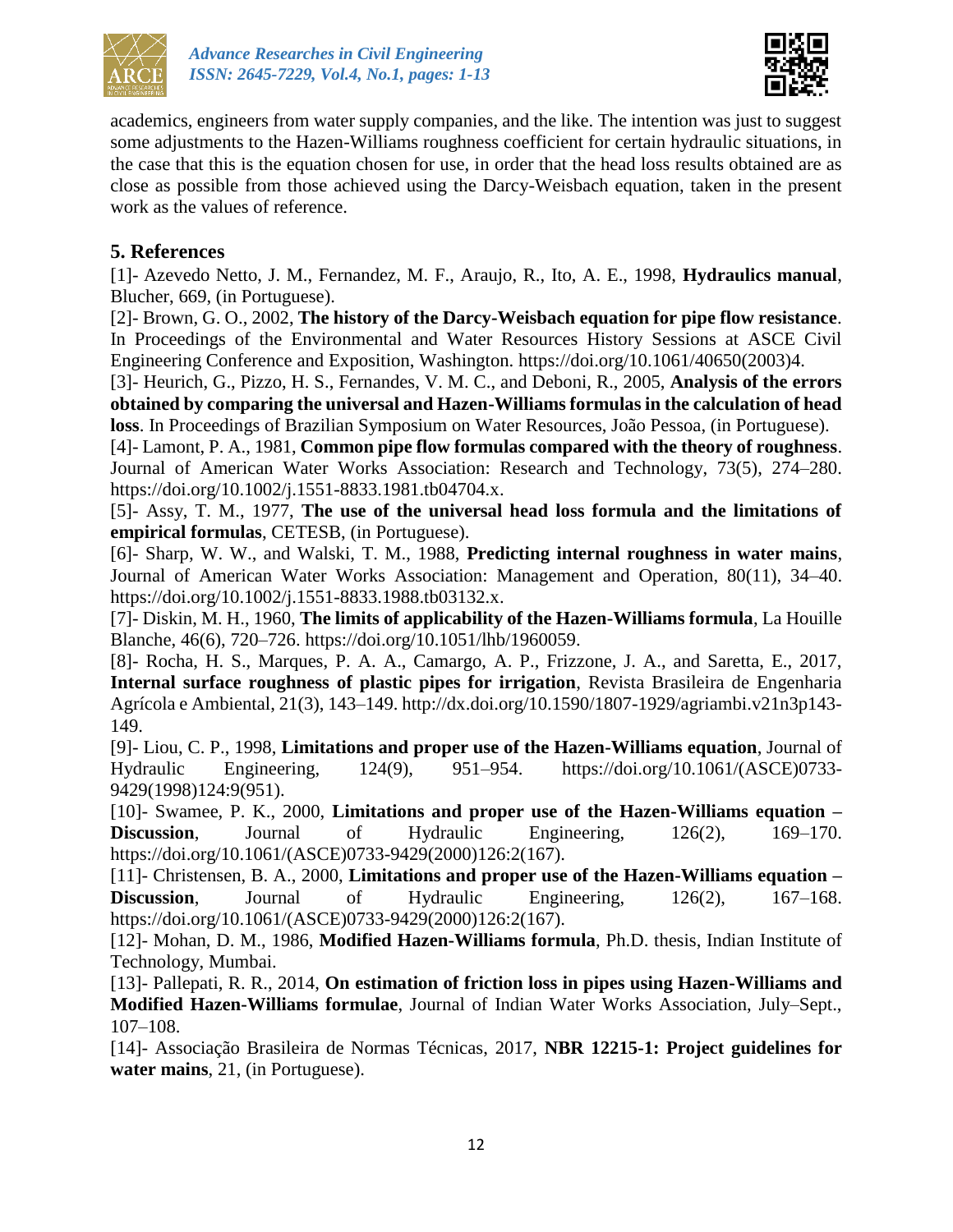academics, engineers from water supply companies, and the like. The intention was just to suggest some adjustments to the Hazen-Williams roughness coefficient for certain hydraulic situations, in the case that this is the equation chosen for use, in order that the head loss results obtained are as close as possible from those achieved using the Darcy-Weisbach equation, taken in the present work as the values of reference.

## 5. References

[1]- Azevedo Netto, J. M., Fernandez, M. F., Araujo, R., Ito, A. E., 1998, **Hydraulics manual**, Blucher, 669, (in Portuguese).

[2]- Brown, G. O., 2002, **The history of the Darcy-Weisbach equation for pipe flow resistance**. In Proceedings of the Environmental and Water Resources History Sessions at ASCE Civil Engineering Conference and Exposition, Washington. https://doi.org/10.1061/40650(2003)4.

[3]- Heurich, G., Pizzo, H. S., Fernandes, V. M. C., and Deboni, R., 2005, **Analysis of the errors obtained by comparing the universal and Hazen-Williams formulas in the calculation of head loss**. In Proceedings of Brazilian Symposium on Water Resources, João Pessoa, (in Portuguese).

[4]- Lamont, P. A., 1981, **Common pipe flow formulas compared with the theory of roughness**. Journal of American Water Works Association: Research and Technology, 73(5), 274–280. https://doi.org/10.1002/j.1551-8833.1981.tb04704.x.

[5]- Assy, T. M., 1977, **The use of the universal head loss formula and the limitations of empirical formulas**, CETESB, (in Portuguese).

[6]- Sharp, W. W., and Walski, T. M., 1988, **Predicting internal roughness in water mains**, Journal of American Water Works Association: Management and Operation, 80(11), 34–40. https://doi.org/10.1002/j.1551-8833.1988.tb03132.x.

[7]- Diskin, M. H., 1960, **The limits of applicability of the Hazen-Williams formula**, La Houille Blanche, 46(6), 720–726. https://doi.org/10.1051/lhb/1960059.

[8]- Rocha, H. S., Marques, P. A. A., Camargo, A. P., Frizzone, J. A., and Saretta, E., 2017, **Internal surface roughness of plastic pipes for irrigation**, Revista Brasileira de Engenharia Agrícola e Ambiental, 21(3), 143–149. http://dx.doi.org/10.1590/1807-1929/agriambi.v21n3p143-149.

[9]- Liou, C. P., 1998, **Limitations and proper use of the Hazen-Williams equation**, Journal of Hydraulic Engineering, 124(9), 951–954. https://doi.org/10.1061/(ASCE)0733-9429(1998)124:9(951).

[10]- Swamee, P. K., 2000, **Limitations and proper use of the Hazen-Williams equation – Discussion**, Journal of Hydraulic Engineering, 126(2), 169–170. https://doi.org/10.1061/(ASCE)0733-9429(2000)126:2(167).

[11]- Christensen, B. A., 2000, **Limitations and proper use of the Hazen-Williams equation – Discussion**, Journal of Hydraulic Engineering, 126(2), 167–168. https://doi.org/10.1061/(ASCE)0733-9429(2000)126:2(167).

[12]- Mohan, D. M., 1986, **Modified Hazen-Williams formula**, Ph.D. thesis, Indian Institute of Technology, Mumbai.

[13]- Pallepati, R. R., 2014, **On estimation of friction loss in pipes using Hazen-Williams and Modified Hazen-Williams formulae**, Journal of Indian Water Works Association, July–Sept., 107–108.

[14]- Associação Brasileira de Normas Técnicas, 2017, **NBR 12215-1: Project guidelines for water mains**, 21, (in Portuguese).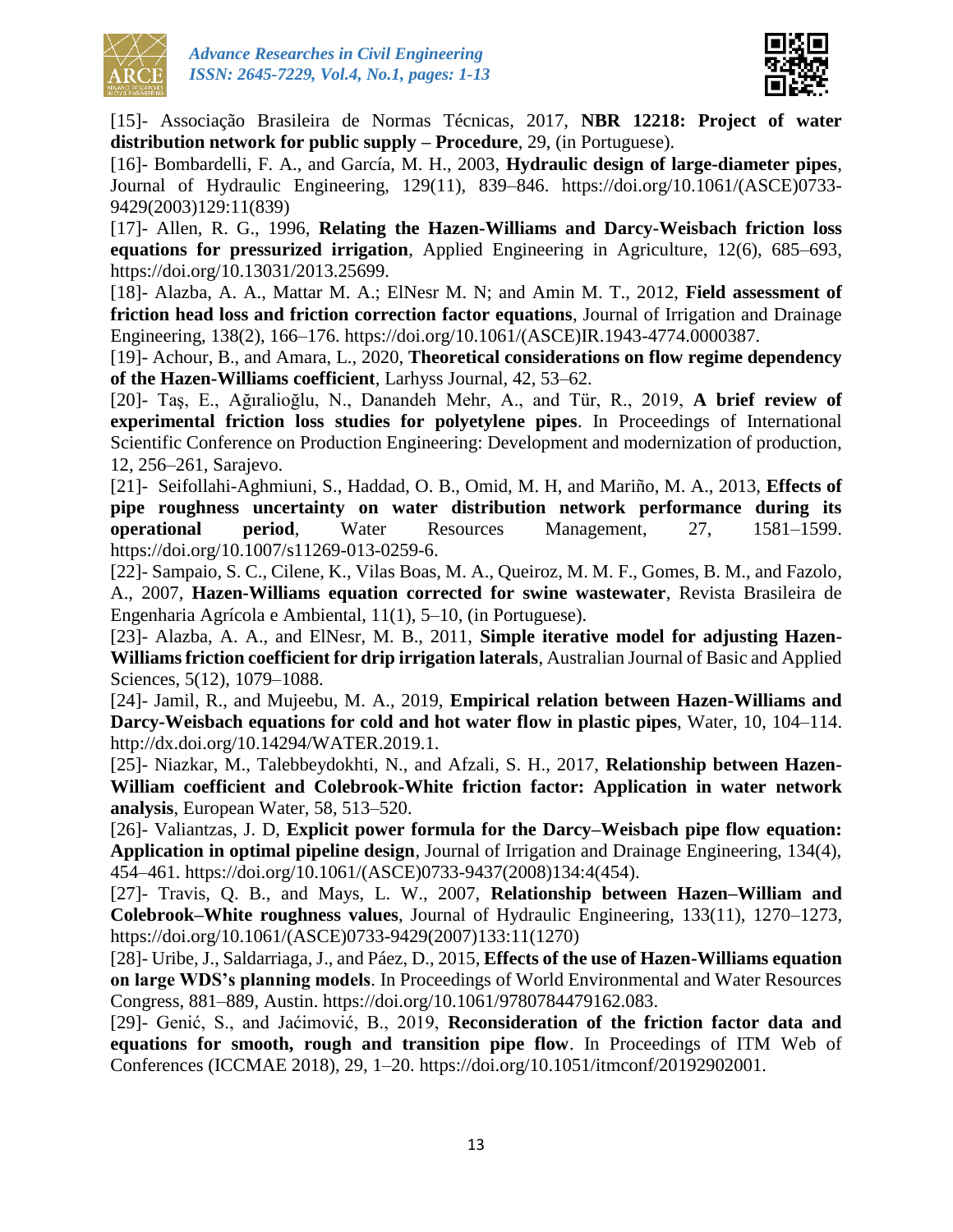[15]- Associação Brasileira de Normas Técnicas, 2017, **NBR 12218: Project of water distribution network for public supply – Procedure**, 29, (in Portuguese).

[16]- Bombardelli, F. A., and García, M. H., 2003, **Hydraulic design of large-diameter pipes**, Journal of Hydraulic Engineering, 129(11), 839–846. https://doi.org/10.1061/(ASCE)0733-9429(2003)129:11(839)

[17]- Allen, R. G., 1996, **Relating the Hazen-Williams and Darcy-Weisbach friction loss equations for pressurized irrigation**, Applied Engineering in Agriculture, 12(6), 685–693, https://doi.org/10.13031/2013.25699.

[18]- Alazba, A. A., Mattar M. A.; ElNesr M. N; and Amin M. T., 2012, **Field assessment of friction head loss and friction correction factor equations**, Journal of Irrigation and Drainage Engineering, 138(2), 166–176. https://doi.org/10.1061/(ASCE)IR.1943-4774.0000387.

[19]- Achour, B., and Amara, L., 2020, **Theoretical considerations on flow regime dependency of the Hazen-Williams coefficient**, Larhyss Journal, 42, 53–62.

[20]- Taş, E., Ağıralioğlu, N., Danandeh Mehr, A., and Tür, R., 2019, **A brief review of experimental friction loss studies for polyetylene pipes**. In Proceedings of International Scientific Conference on Production Engineering: Development and modernization of production, 12, 256–261, Sarajevo.

[21]- Seifollahi-Aghmiuni, S., Haddad, O. B., Omid, M. H, and Mariño, M. A., 2013, **Effects of pipe roughness uncertainty on water distribution network performance during its operational period**, Water Resources Management, 27, 1581–1599. https://doi.org/10.1007/s11269-013-0259-6.

[22]- Sampaio, S. C., Cilene, K., Vilas Boas, M. A., Queiroz, M. M. F., Gomes, B. M., and Fazolo, A., 2007, **Hazen-Williams equation corrected for swine wastewater**, Revista Brasileira de Engenharia Agrícola e Ambiental, 11(1), 5–10, (in Portuguese).

[23]- Alazba, A. A., and ElNesr, M. B., 2011, **Simple iterative model for adjusting Hazen-Williams friction coefficient for drip irrigation laterals**, Australian Journal of Basic and Applied Sciences, 5(12), 1079–1088.

[24]- Jamil, R., and Mujeebu, M. A., 2019, **Empirical relation between Hazen-Williams and Darcy-Weisbach equations for cold and hot water flow in plastic pipes**, Water, 10, 104–114. http://dx.doi.org/10.14294/WATER.2019.1.

[25]- Niazkar, M., Talebbeydokhti, N., and Afzali, S. H., 2017, **Relationship between Hazen-William coefficient and Colebrook-White friction factor: Application in water network analysis**, European Water, 58, 513–520.

[26]- Valiantzas, J. D, **Explicit power formula for the Darcy–Weisbach pipe flow equation: Application in optimal pipeline design**, Journal of Irrigation and Drainage Engineering, 134(4), 454–461. https://doi.org/10.1061/(ASCE)0733-9437(2008)134:4(454).

[27]- Travis, Q. B., and Mays, L. W., 2007, **Relationship between Hazen–William and Colebrook–White roughness values**, Journal of Hydraulic Engineering, 133(11), 1270–1273, https://doi.org/10.1061/(ASCE)0733-9429(2007)133:11(1270)

[28]- Uribe, J., Saldarriaga, J., and Páez, D., 2015, **Effects of the use of Hazen-Williams equation on large WDS's planning models**. In Proceedings of World Environmental and Water Resources Congress, 881–889, Austin. https://doi.org/10.1061/9780784479162.083.

[29]- Genić, S., and Jaćimović, B., 2019, **Reconsideration of the friction factor data and equations for smooth, rough and transition pipe flow**. In Proceedings of ITM Web of Conferences (ICCMAE 2018), 29, 1–20. https://doi.org/10.1051/itmconf/20192902001.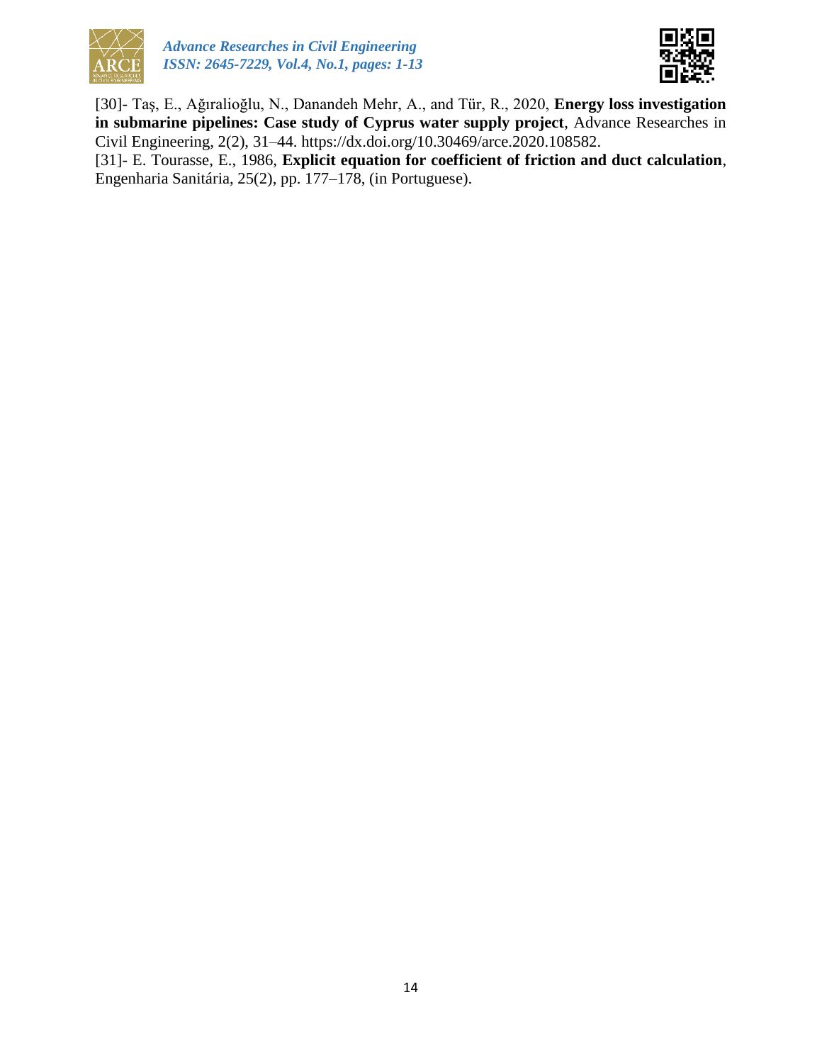[30]- Taş, E., Ağıralioğlu, N., Danandeh Mehr, A., and Tür, R., 2020, **Energy loss investigation in submarine pipelines: Case study of Cyprus water supply project**, Advance Researches in Civil Engineering, 2(2), 31–44. https://dx.doi.org/10.30469/arce.2020.108582.

[31]- E. Tourasse, E., 1986, **Explicit equation for coefficient of friction and duct calculation**, Engenharia Sanitária, 25(2), pp. 177–178, (in Portuguese).